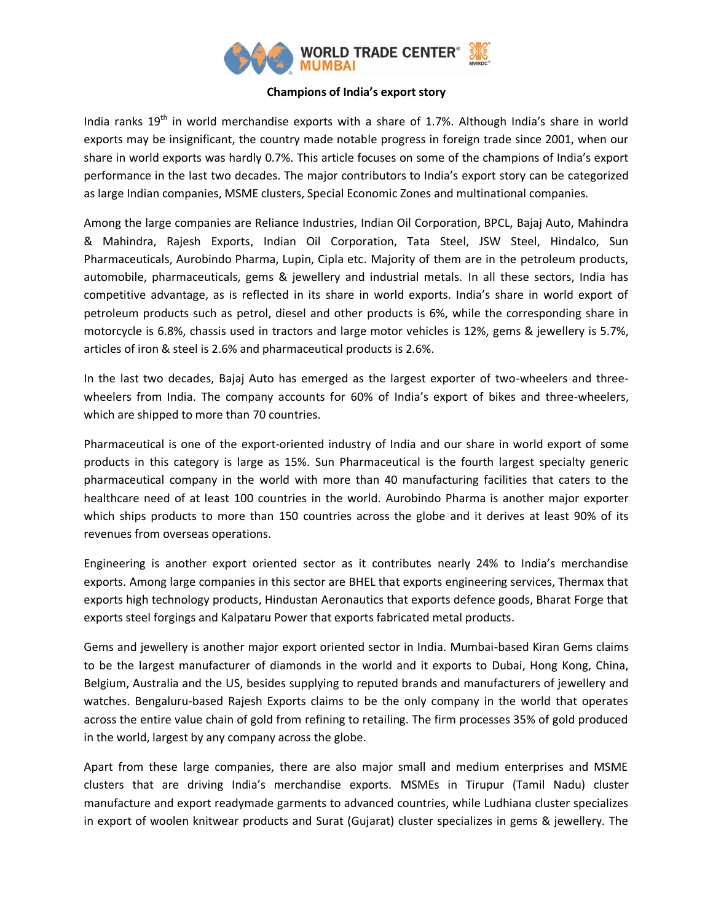# Champions of India's export story

India ranks 19th in world merchandise exports with a share of 1.7%. Although India's share in world exports may be insignificant, the country made notable progress in foreign trade since 2001, when our share in world exports was hardly 0.7%. This article focuses on some of the champions of India's export performance in the last two decades. The major contributors to India's export story can be categorized as large Indian companies, MSME clusters, Special Economic Zones and multinational companies.

Among the large companies are Reliance Industries, Indian Oil Corporation, BPCL, Bajaj Auto, Mahindra & Mahindra, Rajesh Exports, Indian Oil Corporation, Tata Steel, JSW Steel, Hindalco, Sun Pharmaceuticals, Aurobindo Pharma, Lupin, Cipla etc. Majority of them are in the petroleum products, automobile, pharmaceuticals, gems & jewellery and industrial metals. In all these sectors, India has competitive advantage, as is reflected in its share in world exports. India's share in world export of petroleum products such as petrol, diesel and other products is 6%, while the corresponding share in motorcycle is 6.8%, chassis used in tractors and large motor vehicles is 12%, gems & jewellery is 5.7%, articles of iron & steel is 2.6% and pharmaceutical products is 2.6%.

In the last two decades, Bajaj Auto has emerged as the largest exporter of two-wheelers and three-wheelers from India. The company accounts for 60% of India's export of bikes and three-wheelers, which are shipped to more than 70 countries.

Pharmaceutical is one of the export-oriented industry of India and our share in world export of some products in this category is large as 15%. Sun Pharmaceutical is the fourth largest specialty generic pharmaceutical company in the world with more than 40 manufacturing facilities that caters to the healthcare need of at least 100 countries in the world. Aurobindo Pharma is another major exporter which ships products to more than 150 countries across the globe and it derives at least 90% of its revenues from overseas operations.

Engineering is another export oriented sector as it contributes nearly 24% to India's merchandise exports. Among large companies in this sector are BHEL that exports engineering services, Thermax that exports high technology products, Hindustan Aeronautics that exports defence goods, Bharat Forge that exports steel forgings and Kalpataru Power that exports fabricated metal products.

Gems and jewellery is another major export oriented sector in India. Mumbai-based Kiran Gems claims to be the largest manufacturer of diamonds in the world and it exports to Dubai, Hong Kong, China, Belgium, Australia and the US, besides supplying to reputed brands and manufacturers of jewellery and watches. Bengaluru-based Rajesh Exports claims to be the only company in the world that operates across the entire value chain of gold from refining to retailing. The firm processes 35% of gold produced in the world, largest by any company across the globe.

Apart from these large companies, there are also major small and medium enterprises and MSME clusters that are driving India's merchandise exports. MSMEs in Tirupur (Tamil Nadu) cluster manufacture and export readymade garments to advanced countries, while Ludhiana cluster specializes in export of woolen knitwear products and Surat (Gujarat) cluster specializes in gems & jewellery. The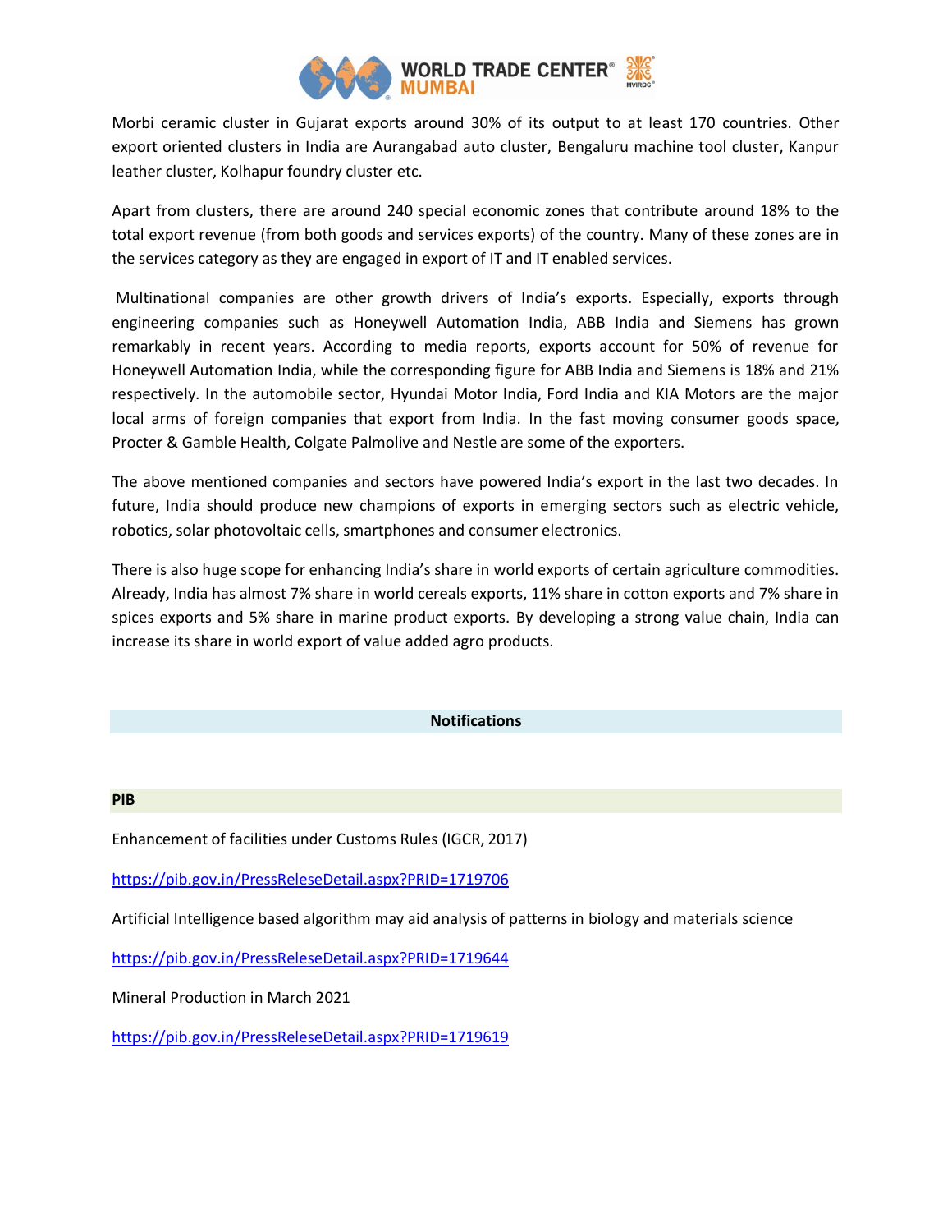Morbi ceramic cluster in Gujarat exports around 30% of its output to at least 170 countries. Other export oriented clusters in India are Aurangabad auto cluster, Bengaluru machine tool cluster, Kanpur leather cluster, Kolhapur foundry cluster etc.

Apart from clusters, there are around 240 special economic zones that contribute around 18% to the total export revenue (from both goods and services exports) of the country. Many of these zones are in the services category as they are engaged in export of IT and IT enabled services.

Multinational companies are other growth drivers of India's exports. Especially, exports through engineering companies such as Honeywell Automation India, ABB India and Siemens has grown remarkably in recent years. According to media reports, exports account for 50% of revenue for Honeywell Automation India, while the corresponding figure for ABB India and Siemens is 18% and 21% respectively. In the automobile sector, Hyundai Motor India, Ford India and KIA Motors are the major local arms of foreign companies that export from India. In the fast moving consumer goods space, Procter & Gamble Health, Colgate Palmolive and Nestle are some of the exporters.

The above mentioned companies and sectors have powered India's export in the last two decades. In future, India should produce new champions of exports in emerging sectors such as electric vehicle, robotics, solar photovoltaic cells, smartphones and consumer electronics.

There is also huge scope for enhancing India's share in world exports of certain agriculture commodities. Already, India has almost 7% share in world cereals exports, 11% share in cotton exports and 7% share in spices exports and 5% share in marine product exports. By developing a strong value chain, India can increase its share in world export of value added agro products.

## Notifications

### PIB

Enhancement of facilities under Customs Rules (IGCR, 2017)

https://pib.gov.in/PressReleseDetail.aspx?PRID=1719706

Artificial Intelligence based algorithm may aid analysis of patterns in biology and materials science

https://pib.gov.in/PressReleseDetail.aspx?PRID=1719644

Mineral Production in March 2021

https://pib.gov.in/PressReleseDetail.aspx?PRID=1719619